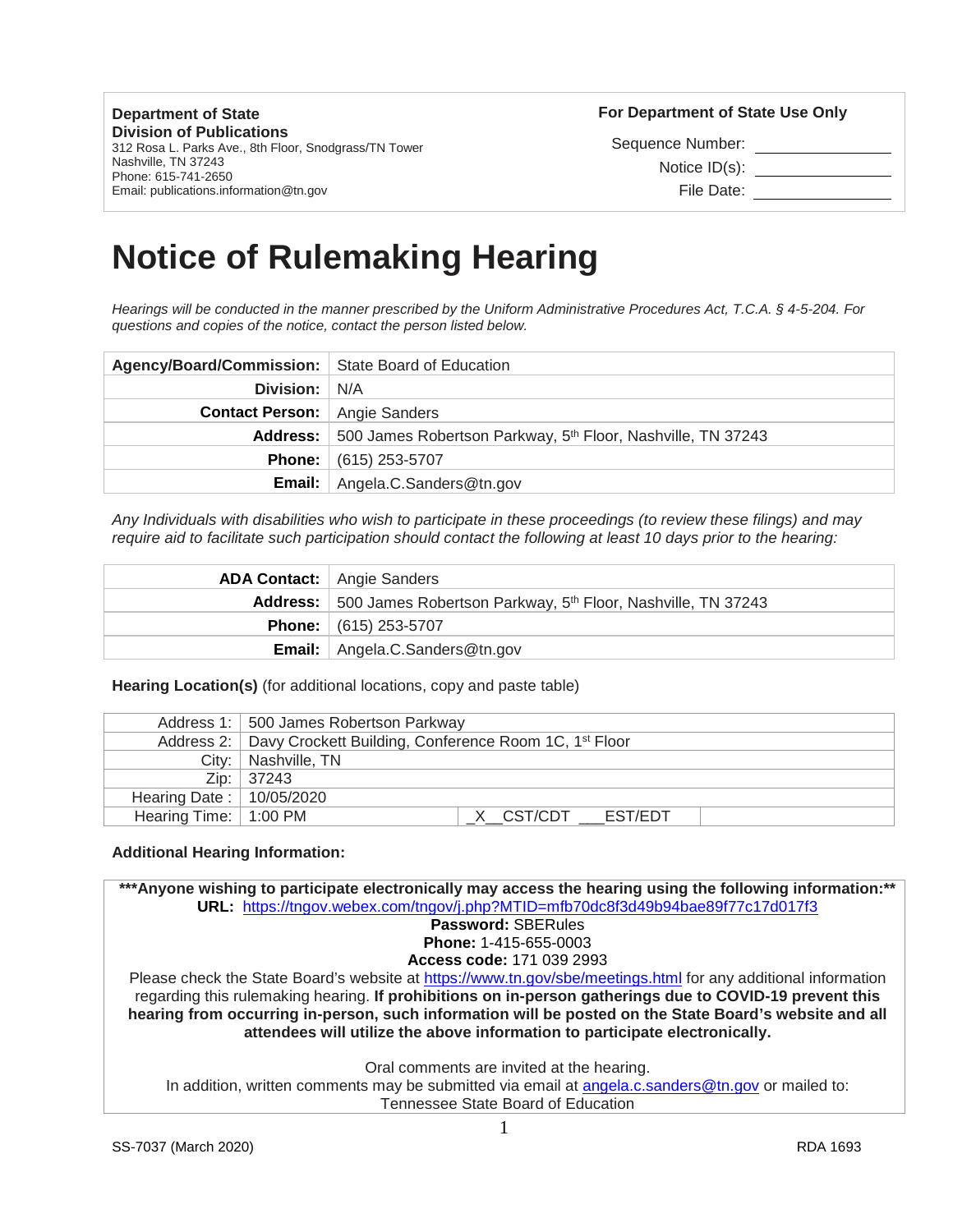| **Department of State** | **For Department of State Use Only** |
|---|---|
| **Division of Publications** | Sequence Number: |
| 312 Rosa L. Parks Ave., 8th Floor, Snodgrass/TN Tower | Notice ID(s): |
| Nashville, TN 37243 | File Date: |
| Phone: 615-741-2650 | |
| Email: publications.information@tn.gov | |

# Notice of Rulemaking Hearing

*Hearings will be conducted in the manner prescribed by the Uniform Administrative Procedures Act, T.C.A. § 4-5-204. For questions and copies of the notice, contact the person listed below.*

| | |
|---|---|
| **Agency/Board/Commission:** | State Board of Education |
| **Division:** | N/A |
| **Contact Person:** | Angie Sanders |
| **Address:** | 500 James Robertson Parkway, 5th Floor, Nashville, TN 37243 |
| **Phone:** | (615) 253-5707 |
| **Email:** | Angela.C.Sanders@tn.gov |

*Any Individuals with disabilities who wish to participate in these proceedings (to review these filings) and may require aid to facilitate such participation should contact the following at least 10 days prior to the hearing:*

| | |
|---|---|
| **ADA Contact:** | Angie Sanders |
| **Address:** | 500 James Robertson Parkway, 5th Floor, Nashville, TN 37243 |
| **Phone:** | (615) 253-5707 |
| **Email:** | Angela.C.Sanders@tn.gov |

**Hearing Location(s)** (for additional locations, copy and paste table)

| | | | |
|---|---|---|---|
| Address 1: | 500 James Robertson Parkway | | |
| Address 2: | Davy Crockett Building, Conference Room 1C, 1st Floor | | |
| City: | Nashville, TN | | |
| Zip: | 37243 | | |
| Hearing Date : | 10/05/2020 | | |
| Hearing Time: | 1:00 PM | _X__CST/CDT ___EST/EDT | |

**Additional Hearing Information:**

**\*\*\*Anyone wishing to participate electronically may access the hearing using the following information:\*\***
**URL:** https://tngov.webex.com/tngov/j.php?MTID=mfb70dc8f3d49b94bae89f77c17d017f3
**Password:** SBERules
**Phone:** 1-415-655-0003
**Access code:** 171 039 2993
Please check the State Board's website at https://www.tn.gov/sbe/meetings.html for any additional information regarding this rulemaking hearing. **If prohibitions on in-person gatherings due to COVID-19 prevent this hearing from occurring in-person, such information will be posted on the State Board's website and all attendees will utilize the above information to participate electronically.**

Oral comments are invited at the hearing.
In addition, written comments may be submitted via email at angela.c.sanders@tn.gov or mailed to:
Tennessee State Board of Education

SS-7037 (March 2020) RDA 1693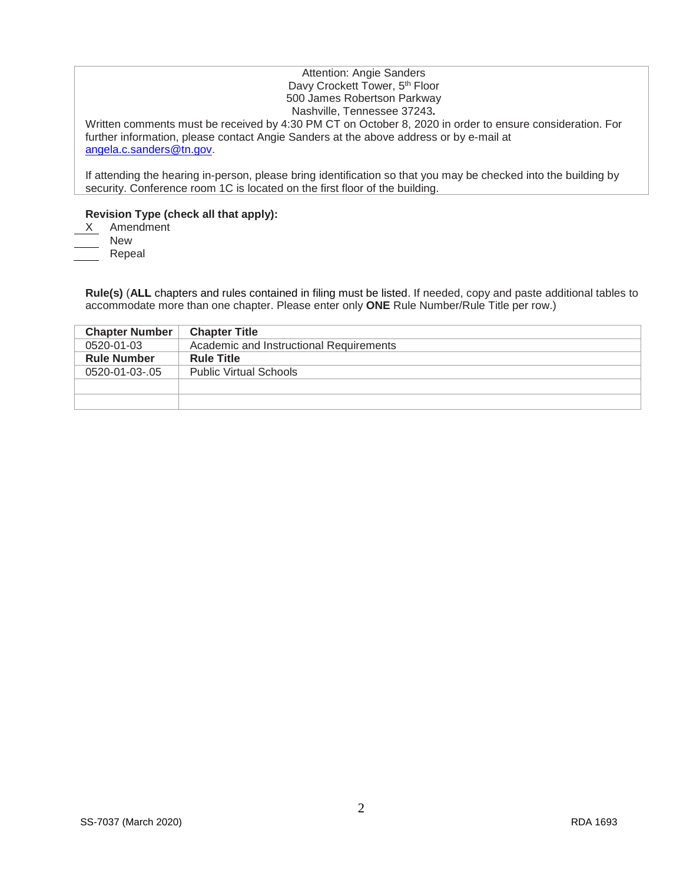Attention: Angie Sanders
Davy Crockett Tower, 5th Floor
500 James Robertson Parkway
Nashville, Tennessee 37243.

Written comments must be received by 4:30 PM CT on October 8, 2020 in order to ensure consideration. For further information, please contact Angie Sanders at the above address or by e-mail at [angela.c.sanders@tn.gov](mailto:angela.c.sanders@tn.gov).

If attending the hearing in-person, please bring identification so that you may be checked into the building by security. Conference room 1C is located on the first floor of the building.

**Revision Type (check all that apply):**

X Amendment
\_\_\_\_ New
\_\_\_\_ Repeal

**Rule(s)** (**ALL** chapters and rules contained in filing must be listed. If needed, copy and paste additional tables to accommodate more than one chapter. Please enter only **ONE** Rule Number/Rule Title per row.)

| **Chapter Number** | **Chapter Title** |
|---|---|
| 0520-01-03 | Academic and Instructional Requirements |
| **Rule Number** | **Rule Title** |
| 0520-01-03-.05 | Public Virtual Schools |
| | |
| | |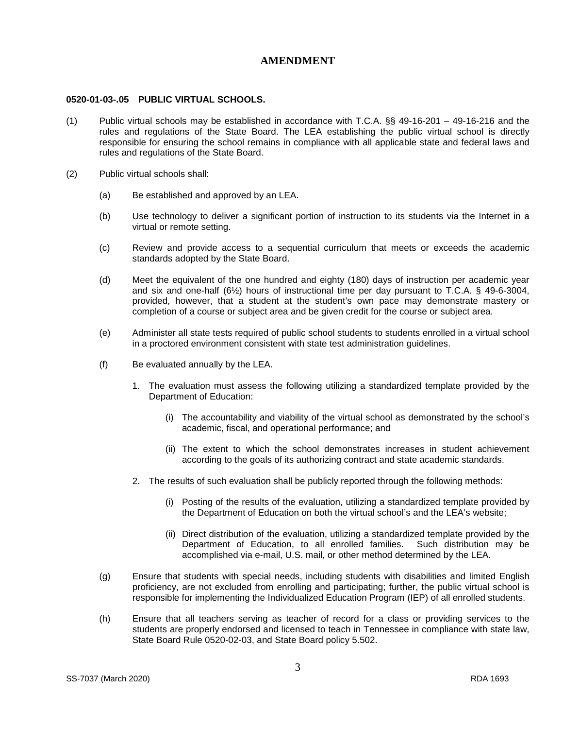## AMENDMENT

**0520-01-03-.05 PUBLIC VIRTUAL SCHOOLS.**

(1) Public virtual schools may be established in accordance with T.C.A. §§ 49-16-201 – 49-16-216 and the rules and regulations of the State Board. The LEA establishing the public virtual school is directly responsible for ensuring the school remains in compliance with all applicable state and federal laws and rules and regulations of the State Board.

(2) Public virtual schools shall:

(a) Be established and approved by an LEA.

(b) Use technology to deliver a significant portion of instruction to its students via the Internet in a virtual or remote setting.

(c) Review and provide access to a sequential curriculum that meets or exceeds the academic standards adopted by the State Board.

(d) Meet the equivalent of the one hundred and eighty (180) days of instruction per academic year and six and one-half (6½) hours of instructional time per day pursuant to T.C.A. § 49-6-3004, provided, however, that a student at the student's own pace may demonstrate mastery or completion of a course or subject area and be given credit for the course or subject area.

(e) Administer all state tests required of public school students to students enrolled in a virtual school in a proctored environment consistent with state test administration guidelines.

(f) Be evaluated annually by the LEA.

1. The evaluation must assess the following utilizing a standardized template provided by the Department of Education:

(i) The accountability and viability of the virtual school as demonstrated by the school's academic, fiscal, and operational performance; and

(ii) The extent to which the school demonstrates increases in student achievement according to the goals of its authorizing contract and state academic standards.

2. The results of such evaluation shall be publicly reported through the following methods:

(i) Posting of the results of the evaluation, utilizing a standardized template provided by the Department of Education on both the virtual school's and the LEA's website;

(ii) Direct distribution of the evaluation, utilizing a standardized template provided by the Department of Education, to all enrolled families. Such distribution may be accomplished via e-mail, U.S. mail, or other method determined by the LEA.

(g) Ensure that students with special needs, including students with disabilities and limited English proficiency, are not excluded from enrolling and participating; further, the public virtual school is responsible for implementing the Individualized Education Program (IEP) of all enrolled students.

(h) Ensure that all teachers serving as teacher of record for a class or providing services to the students are properly endorsed and licensed to teach in Tennessee in compliance with state law, State Board Rule 0520-02-03, and State Board policy 5.502.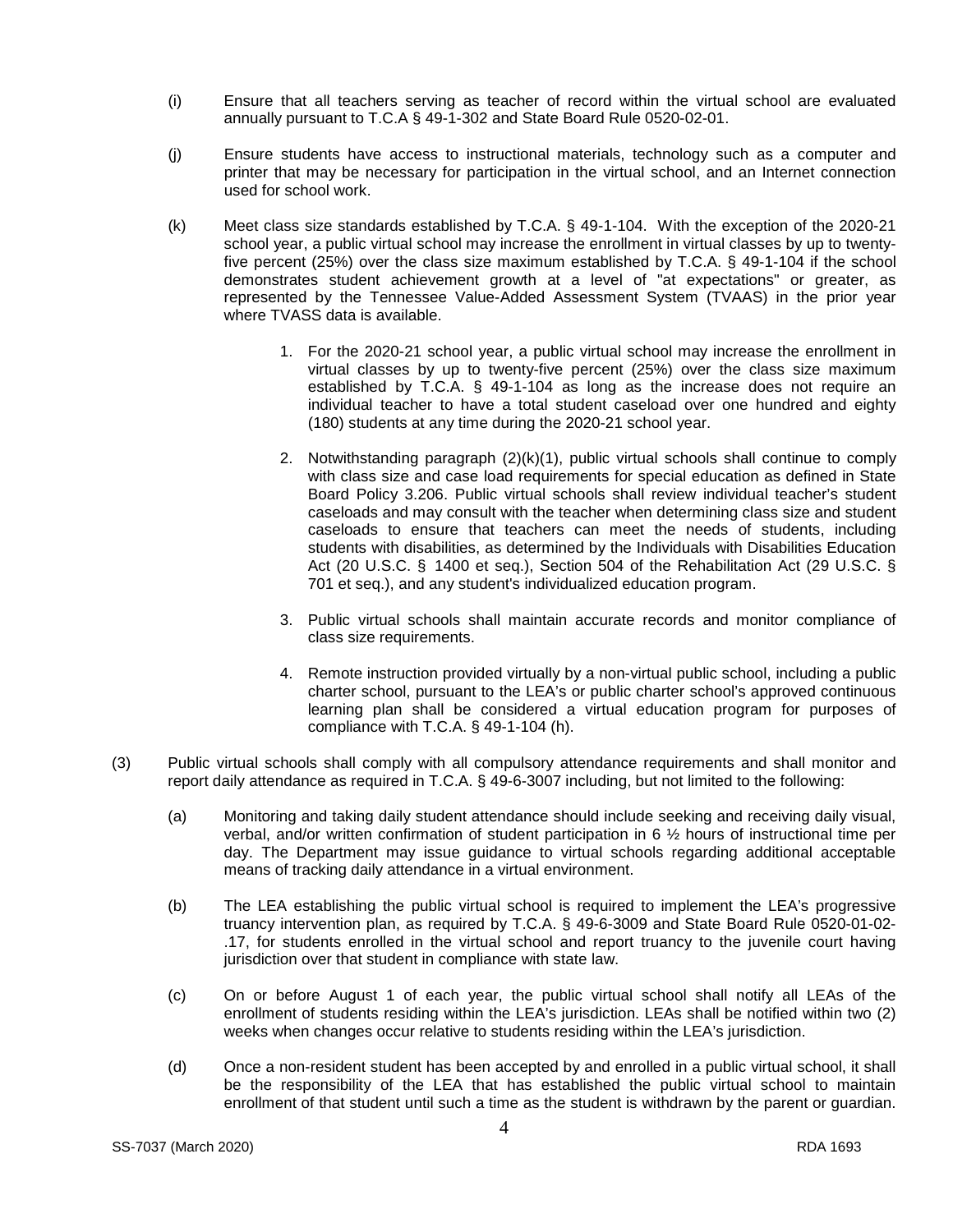(i) Ensure that all teachers serving as teacher of record within the virtual school are evaluated annually pursuant to T.C.A § 49-1-302 and State Board Rule 0520-02-01.

(j) Ensure students have access to instructional materials, technology such as a computer and printer that may be necessary for participation in the virtual school, and an Internet connection used for school work.

(k) Meet class size standards established by T.C.A. § 49-1-104. With the exception of the 2020-21 school year, a public virtual school may increase the enrollment in virtual classes by up to twenty-five percent (25%) over the class size maximum established by T.C.A. § 49-1-104 if the school demonstrates student achievement growth at a level of "at expectations" or greater, as represented by the Tennessee Value-Added Assessment System (TVAAS) in the prior year where TVASS data is available.

1. For the 2020-21 school year, a public virtual school may increase the enrollment in virtual classes by up to twenty-five percent (25%) over the class size maximum established by T.C.A. § 49-1-104 as long as the increase does not require an individual teacher to have a total student caseload over one hundred and eighty (180) students at any time during the 2020-21 school year.

2. Notwithstanding paragraph (2)(k)(1), public virtual schools shall continue to comply with class size and case load requirements for special education as defined in State Board Policy 3.206. Public virtual schools shall review individual teacher's student caseloads and may consult with the teacher when determining class size and student caseloads to ensure that teachers can meet the needs of students, including students with disabilities, as determined by the Individuals with Disabilities Education Act (20 U.S.C. § 1400 et seq.), Section 504 of the Rehabilitation Act (29 U.S.C. § 701 et seq.), and any student's individualized education program.

3. Public virtual schools shall maintain accurate records and monitor compliance of class size requirements.

4. Remote instruction provided virtually by a non-virtual public school, including a public charter school, pursuant to the LEA's or public charter school's approved continuous learning plan shall be considered a virtual education program for purposes of compliance with T.C.A. § 49-1-104 (h).

(3) Public virtual schools shall comply with all compulsory attendance requirements and shall monitor and report daily attendance as required in T.C.A. § 49-6-3007 including, but not limited to the following:

(a) Monitoring and taking daily student attendance should include seeking and receiving daily visual, verbal, and/or written confirmation of student participation in 6 ½ hours of instructional time per day. The Department may issue guidance to virtual schools regarding additional acceptable means of tracking daily attendance in a virtual environment.

(b) The LEA establishing the public virtual school is required to implement the LEA's progressive truancy intervention plan, as required by T.C.A. § 49-6-3009 and State Board Rule 0520-01-02-.17, for students enrolled in the virtual school and report truancy to the juvenile court having jurisdiction over that student in compliance with state law.

(c) On or before August 1 of each year, the public virtual school shall notify all LEAs of the enrollment of students residing within the LEA's jurisdiction. LEAs shall be notified within two (2) weeks when changes occur relative to students residing within the LEA's jurisdiction.

(d) Once a non-resident student has been accepted by and enrolled in a public virtual school, it shall be the responsibility of the LEA that has established the public virtual school to maintain enrollment of that student until such a time as the student is withdrawn by the parent or guardian.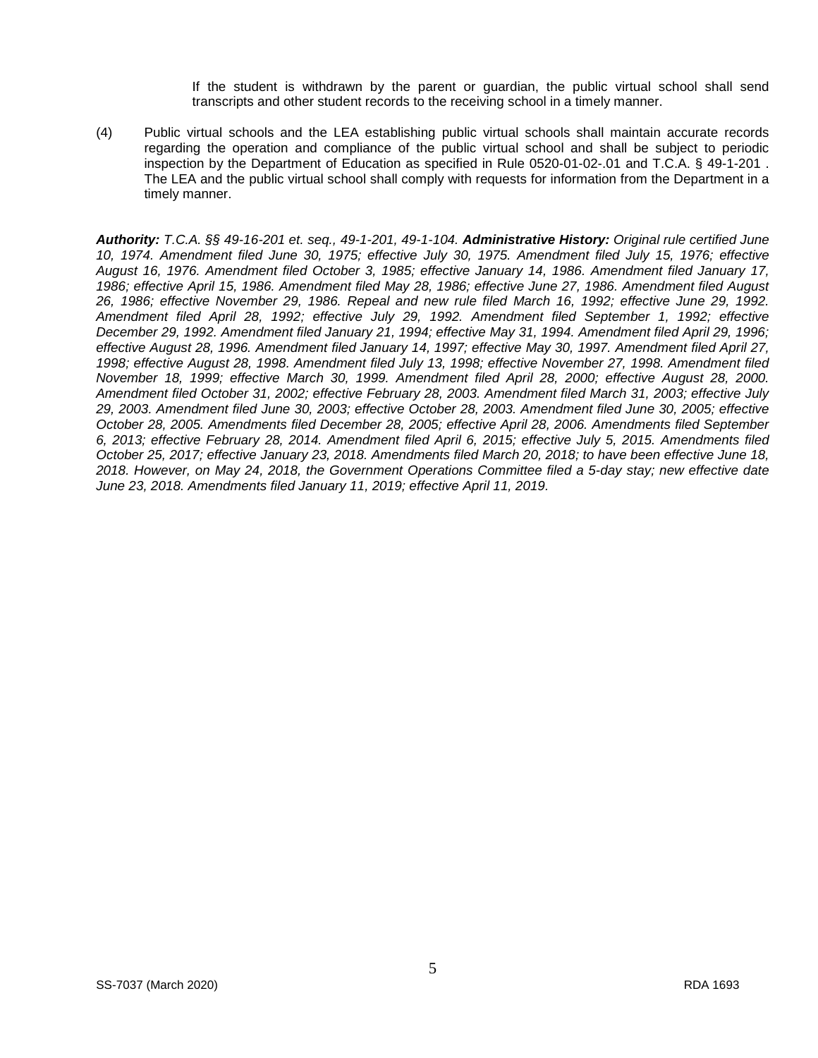If the student is withdrawn by the parent or guardian, the public virtual school shall send transcripts and other student records to the receiving school in a timely manner.

(4) Public virtual schools and the LEA establishing public virtual schools shall maintain accurate records regarding the operation and compliance of the public virtual school and shall be subject to periodic inspection by the Department of Education as specified in Rule 0520-01-02-.01 and T.C.A. § 49-1-201 . The LEA and the public virtual school shall comply with requests for information from the Department in a timely manner.

***Authority:** T.C.A. §§ 49-16-201 et. seq., 49-1-201, 49-1-104.* ***Administrative History:** Original rule certified June 10, 1974. Amendment filed June 30, 1975; effective July 30, 1975. Amendment filed July 15, 1976; effective August 16, 1976. Amendment filed October 3, 1985; effective January 14, 1986. Amendment filed January 17, 1986; effective April 15, 1986. Amendment filed May 28, 1986; effective June 27, 1986. Amendment filed August 26, 1986; effective November 29, 1986. Repeal and new rule filed March 16, 1992; effective June 29, 1992. Amendment filed April 28, 1992; effective July 29, 1992. Amendment filed September 1, 1992; effective December 29, 1992. Amendment filed January 21, 1994; effective May 31, 1994. Amendment filed April 29, 1996; effective August 28, 1996. Amendment filed January 14, 1997; effective May 30, 1997. Amendment filed April 27, 1998; effective August 28, 1998. Amendment filed July 13, 1998; effective November 27, 1998. Amendment filed November 18, 1999; effective March 30, 1999. Amendment filed April 28, 2000; effective August 28, 2000. Amendment filed October 31, 2002; effective February 28, 2003. Amendment filed March 31, 2003; effective July 29, 2003. Amendment filed June 30, 2003; effective October 28, 2003. Amendment filed June 30, 2005; effective October 28, 2005. Amendments filed December 28, 2005; effective April 28, 2006. Amendments filed September 6, 2013; effective February 28, 2014. Amendment filed April 6, 2015; effective July 5, 2015. Amendments filed October 25, 2017; effective January 23, 2018. Amendments filed March 20, 2018; to have been effective June 18, 2018. However, on May 24, 2018, the Government Operations Committee filed a 5-day stay; new effective date June 23, 2018. Amendments filed January 11, 2019; effective April 11, 2019.*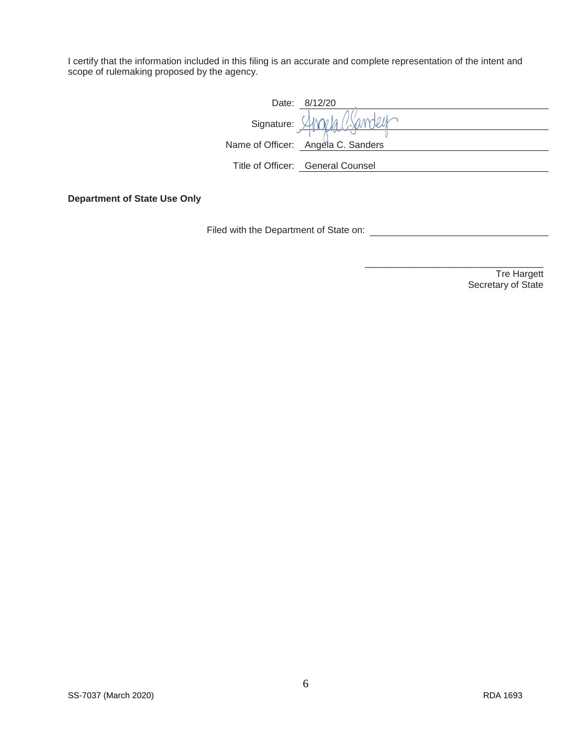I certify that the information included in this filing is an accurate and complete representation of the intent and scope of rulemaking proposed by the agency.

Date: 8/12/20

Signature: Angela C. Sanders

Name of Officer: Angela C. Sanders

Title of Officer: General Counsel

**Department of State Use Only**

Filed with the Department of State on: ______________________

______________________

Tre Hargett
Secretary of State

SS-7037 (March 2020) RDA 1693